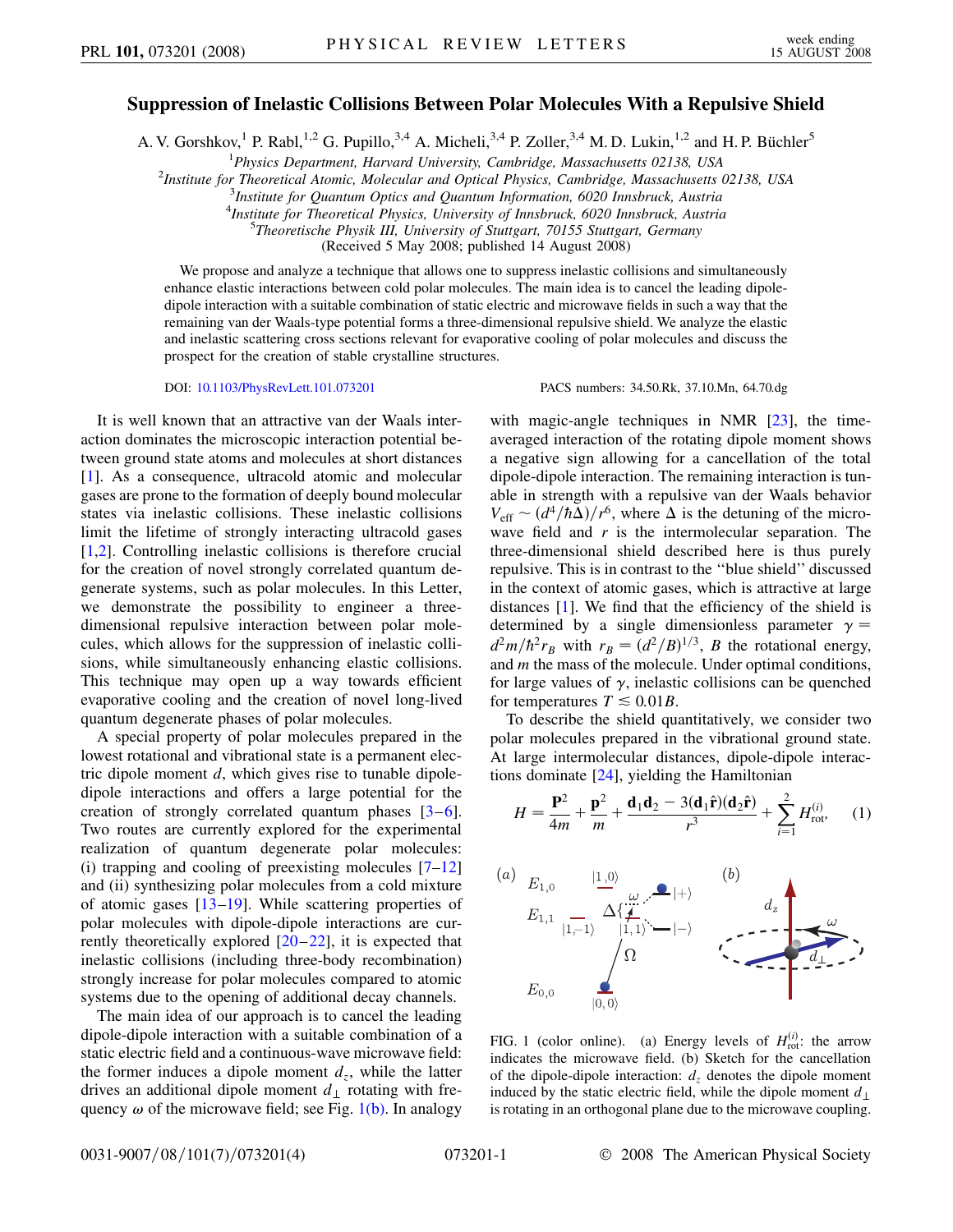# Suppression of Inelastic Collisions Between Polar Molecules With a Repulsive Shield

A. V. Gorshkov,[1] P. Rabl,[1,2] G. Pupillo,[3,4] A. Micheli,[3,4] P. Zoller,[3,4] M. D. Lukin,[1,2] and H. P. Büchler[5]

[1]*Physics Department, Harvard University, Cambridge, Massachusetts 02138, USA*
[2]*Institute for Theoretical Atomic, Molecular and Optical Physics, Cambridge, Massachusetts 02138, USA*
[3]*Institute for Quantum Optics and Quantum Information, 6020 Innsbruck, Austria*
[4]*Institute for Theoretical Physics, University of Innsbruck, 6020 Innsbruck, Austria*
[5]*Theoretische Physik III, University of Stuttgart, 70155 Stuttgart, Germany*
(Received 5 May 2008; published 14 August 2008)

We propose and analyze a technique that allows one to suppress inelastic collisions and simultaneously enhance elastic interactions between cold polar molecules. The main idea is to cancel the leading dipole-dipole interaction with a suitable combination of static electric and microwave fields in such a way that the remaining van der Waals-type potential forms a three-dimensional repulsive shield. We analyze the elastic and inelastic scattering cross sections relevant for evaporative cooling of polar molecules and discuss the prospect for the creation of stable crystalline structures.

DOI: 10.1103/PhysRevLett.101.073201 PACS numbers: 34.50.Rk, 37.10.Mn, 64.70.dg

It is well known that an attractive van der Waals interaction dominates the microscopic interaction potential between ground state atoms and molecules at short distances [1]. As a consequence, ultracold atomic and molecular gases are prone to the formation of deeply bound molecular states via inelastic collisions. These inelastic collisions limit the lifetime of strongly interacting ultracold gases [1,2]. Controlling inelastic collisions is therefore crucial for the creation of novel strongly correlated quantum degenerate systems, such as polar molecules. In this Letter, we demonstrate the possibility to engineer a three-dimensional repulsive interaction between polar molecules, which allows for the suppression of inelastic collisions, while simultaneously enhancing elastic collisions. This technique may open up a way towards efficient evaporative cooling and the creation of novel long-lived quantum degenerate phases of polar molecules.

A special property of polar molecules prepared in the lowest rotational and vibrational state is a permanent electric dipole moment $d$, which gives rise to tunable dipole-dipole interactions and offers a large potential for the creation of strongly correlated quantum phases [3–6]. Two routes are currently explored for the experimental realization of quantum degenerate polar molecules: (i) trapping and cooling of preexisting molecules [7–12] and (ii) synthesizing polar molecules from a cold mixture of atomic gases [13–19]. While scattering properties of polar molecules with dipole-dipole interactions are currently theoretically explored [20–22], it is expected that inelastic collisions (including three-body recombination) strongly increase for polar molecules compared to atomic systems due to the opening of additional decay channels.

The main idea of our approach is to cancel the leading dipole-dipole interaction with a suitable combination of a static electric field and a continuous-wave microwave field: the former induces a dipole moment $d_z$, while the latter drives an additional dipole moment $d_\perp$ rotating with frequency $\omega$ of the microwave field; see Fig. 1(b). In analogy with magic-angle techniques in NMR [23], the time-averaged interaction of the rotating dipole moment shows a negative sign allowing for a cancellation of the total dipole-dipole interaction. The remaining interaction is tunable in strength with a repulsive van der Waals behavior $V_{\rm eff} \sim (d^4/\hbar\Delta)/r^6$, where $\Delta$ is the detuning of the microwave field and $r$ is the intermolecular separation. The three-dimensional shield described here is thus purely repulsive. This is in contrast to the "blue shield" discussed in the context of atomic gases, which is attractive at large distances [1]. We find that the efficiency of the shield is determined by a single dimensionless parameter $\gamma = d^2m/\hbar^2 r_B$ with $r_B = (d^2/B)^{1/3}$, $B$ the rotational energy, and $m$ the mass of the molecule. Under optimal conditions, for large values of $\gamma$, inelastic collisions can be quenched for temperatures $T \lesssim 0.01B$.

To describe the shield quantitatively, we consider two polar molecules prepared in the vibrational ground state. At large intermolecular distances, dipole-dipole interactions dominate [24], yielding the Hamiltonian

$$H = \frac{\mathbf{P}^2}{4m} + \frac{\mathbf{p}^2}{m} + \frac{\mathbf{d}_1\mathbf{d}_2 - 3(\mathbf{d}_1\hat{\mathbf{r}})(\mathbf{d}_2\hat{\mathbf{r}})}{r^3} + \sum_{i=1}^{2} H_{\rm rot}^{(i)}, \quad (1)$$

FIG. 1 (color online). (a) Energy levels of $H_{\rm rot}^{(i)}$: the arrow indicates the microwave field. (b) Sketch for the cancellation of the dipole-dipole interaction: $d_z$ denotes the dipole moment induced by the static electric field, while the dipole moment $d_\perp$ is rotating in an orthogonal plane due to the microwave coupling.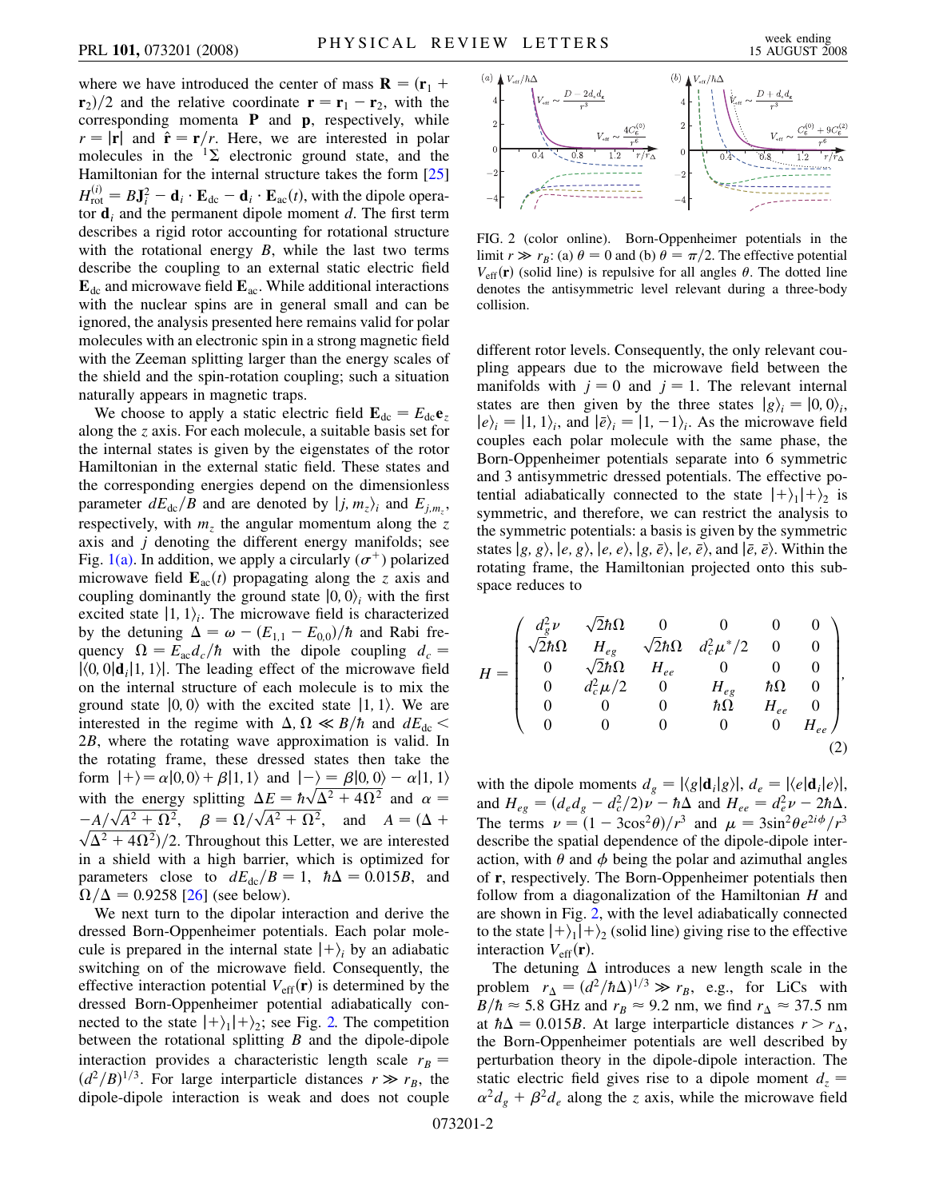where we have introduced the center of mass $\mathbf{R} = (\mathbf{r}_1 + \mathbf{r}_2)/2$ and the relative coordinate $\mathbf{r} = \mathbf{r}_1 - \mathbf{r}_2$, with the corresponding momenta $\mathbf{P}$ and $\mathbf{p}$, respectively, while $r = |\mathbf{r}|$ and $\hat{\mathbf{r}} = \mathbf{r}/r$. Here, we are interested in polar molecules in the $^1\Sigma$ electronic ground state, and the Hamiltonian for the internal structure takes the form [25] $H_{\rm rot}^{(i)} = B\mathbf{J}_i^2 - \mathbf{d}_i \cdot \mathbf{E}_{\rm dc} - \mathbf{d}_i \cdot \mathbf{E}_{\rm ac}(t)$, with the dipole operator $\mathbf{d}_i$ and the permanent dipole moment $d$. The first term describes a rigid rotor accounting for rotational structure with the rotational energy $B$, while the last two terms describe the coupling to an external static electric field $\mathbf{E}_{\rm dc}$ and microwave field $\mathbf{E}_{\rm ac}$. While additional interactions with the nuclear spins are in general small and can be ignored, the analysis presented here remains valid for polar molecules with an electronic spin in a strong magnetic field with the Zeeman splitting larger than the energy scales of the shield and the spin-rotation coupling; such a situation naturally appears in magnetic traps.

We choose to apply a static electric field $\mathbf{E}_{\rm dc} = E_{\rm dc}\mathbf{e}_z$ along the $z$ axis. For each molecule, a suitable basis set for the internal states is given by the eigenstates of the rotor Hamiltonian in the external static field. These states and the corresponding energies depend on the dimensionless parameter $dE_{\rm dc}/B$ and are denoted by $|j, m_z\rangle_i$ and $E_{j,m_z}$, respectively, with $m_z$ the angular momentum along the $z$ axis and $j$ denoting the different energy manifolds; see Fig. 1(a). In addition, we apply a circularly ($\sigma^+$) polarized microwave field $\mathbf{E}_{\rm ac}(t)$ propagating along the $z$ axis and coupling dominantly the ground state $|0,0\rangle_i$ with the first excited state $|1,1\rangle_i$. The microwave field is characterized by the detuning $\Delta = \omega - (E_{1,1} - E_{0,0})/\hbar$ and Rabi frequency $\Omega = E_{\rm ac}d_c/\hbar$ with the dipole coupling $d_c = |\langle 0,0|\mathbf{d}_i|1,1\rangle|$. The leading effect of the microwave field on the internal structure of each molecule is to mix the ground state $|0,0\rangle$ with the excited state $|1,1\rangle$. We are interested in the regime with $\Delta, \Omega \ll B/\hbar$ and $dE_{\rm dc} < 2B$, where the rotating wave approximation is valid. In the rotating frame, these dressed states then take the form $|+\rangle = \alpha|0,0\rangle + \beta|1,1\rangle$ and $|-\rangle = \beta|0,0\rangle - \alpha|1,1\rangle$ with the energy splitting $\Delta E = \hbar\sqrt{\Delta^2 + 4\Omega^2}$ and $\alpha = -A/\sqrt{A^2 + \Omega^2}$, $\beta = \Omega/\sqrt{A^2 + \Omega^2}$, and $A = (\Delta + \sqrt{\Delta^2 + 4\Omega^2})/2$. Throughout this Letter, we are interested in a shield with a high barrier, which is optimized for parameters close to $dE_{\rm dc}/B = 1$, $\hbar\Delta = 0.015B$, and $\Omega/\Delta = 0.9258$ [26] (see below).

We next turn to the dipolar interaction and derive the dressed Born-Oppenheimer potentials. Each polar molecule is prepared in the internal state $|+\rangle_i$ by an adiabatic switching on of the microwave field. Consequently, the effective interaction potential $V_{\rm eff}(\mathbf{r})$ is determined by the dressed Born-Oppenheimer potential adiabatically connected to the state $|+\rangle_1|+\rangle_2$; see Fig. 2. The competition between the rotational splitting $B$ and the dipole-dipole interaction provides a characteristic length scale $r_B = (d^2/B)^{1/3}$. For large interparticle distances $r \gg r_B$, the dipole-dipole interaction is weak and does not couple different rotor levels. Consequently, the only relevant coupling appears due to the microwave field between the manifolds with $j = 0$ and $j = 1$. The relevant internal states are then given by the three states $|g\rangle_i = |0,0\rangle_i$, $|e\rangle_i = |1,1\rangle_i$, and $|\bar{e}\rangle_i = |1,-1\rangle_i$. As the microwave field couples each polar molecule with the same phase, the Born-Oppenheimer potentials separate into 6 symmetric and 3 antisymmetric dressed potentials. The effective potential adiabatically connected to the state $|+\rangle_1|+\rangle_2$ is symmetric, and therefore, we can restrict the analysis to the symmetric potentials: a basis is given by the symmetric states $|g,g\rangle$, $|e,g\rangle$, $|e,e\rangle$, $|g,\bar{e}\rangle$, $|e,\bar{e}\rangle$, and $|\bar{e},\bar{e}\rangle$. Within the rotating frame, the Hamiltonian projected onto this subspace reduces to

$$
H = \begin{pmatrix}
d_g^2\nu & \sqrt{2}\hbar\Omega & 0 & 0 & 0 & 0 \\
\sqrt{2}\hbar\Omega & H_{eg} & \sqrt{2}\hbar\Omega & d_c^2\mu^*/2 & 0 & 0 \\
0 & \sqrt{2}\hbar\Omega & H_{ee} & 0 & 0 & 0 \\
0 & d_c^2\mu/2 & 0 & H_{eg} & \hbar\Omega & 0 \\
0 & 0 & 0 & \hbar\Omega & H_{ee} & 0 \\
0 & 0 & 0 & 0 & 0 & H_{ee}
\end{pmatrix}, \tag{2}
$$

with the dipole moments $d_g = |\langle g|\mathbf{d}_i|g\rangle|$, $d_e = |\langle e|\mathbf{d}_i|e\rangle|$, and $H_{eg} = (d_e d_g - d_c^2/2)\nu - \hbar\Delta$ and $H_{ee} = d_e^2\nu - 2\hbar\Delta$. The terms $\nu = (1 - 3\cos^2\theta)/r^3$ and $\mu = 3\sin^2\theta e^{2i\phi}/r^3$ describe the spatial dependence of the dipole-dipole interaction, with $\theta$ and $\phi$ being the polar and azimuthal angles of $\mathbf{r}$, respectively. The Born-Oppenheimer potentials then follow from a diagonalization of the Hamiltonian $H$ and are shown in Fig. 2, with the level adiabatically connected to the state $|+\rangle_1|+\rangle_2$ (solid line) giving rise to the effective interaction $V_{\rm eff}(\mathbf{r})$.

The detuning $\Delta$ introduces a new length scale in the problem $r_\Delta = (d^2/\hbar\Delta)^{1/3} \gg r_B$, e.g., for LiCs with $B/\hbar \approx 5.8$ GHz and $r_B \approx 9.2$ nm, we find $r_\Delta \approx 37.5$ nm at $\hbar\Delta = 0.015B$. At large interparticle distances $r > r_\Delta$, the Born-Oppenheimer potentials are well described by perturbation theory in the dipole-dipole interaction. The static electric field gives rise to a dipole moment $d_z = \alpha^2 d_g + \beta^2 d_e$ along the $z$ axis, while the microwave field

FIG. 2 (color online). Born-Oppenheimer potentials in the limit $r \gg r_B$: (a) $\theta = 0$ and (b) $\theta = \pi/2$. The effective potential $V_{\rm eff}(\mathbf{r})$ (solid line) is repulsive for all angles $\theta$. The dotted line denotes the antisymmetric level relevant during a three-body collision.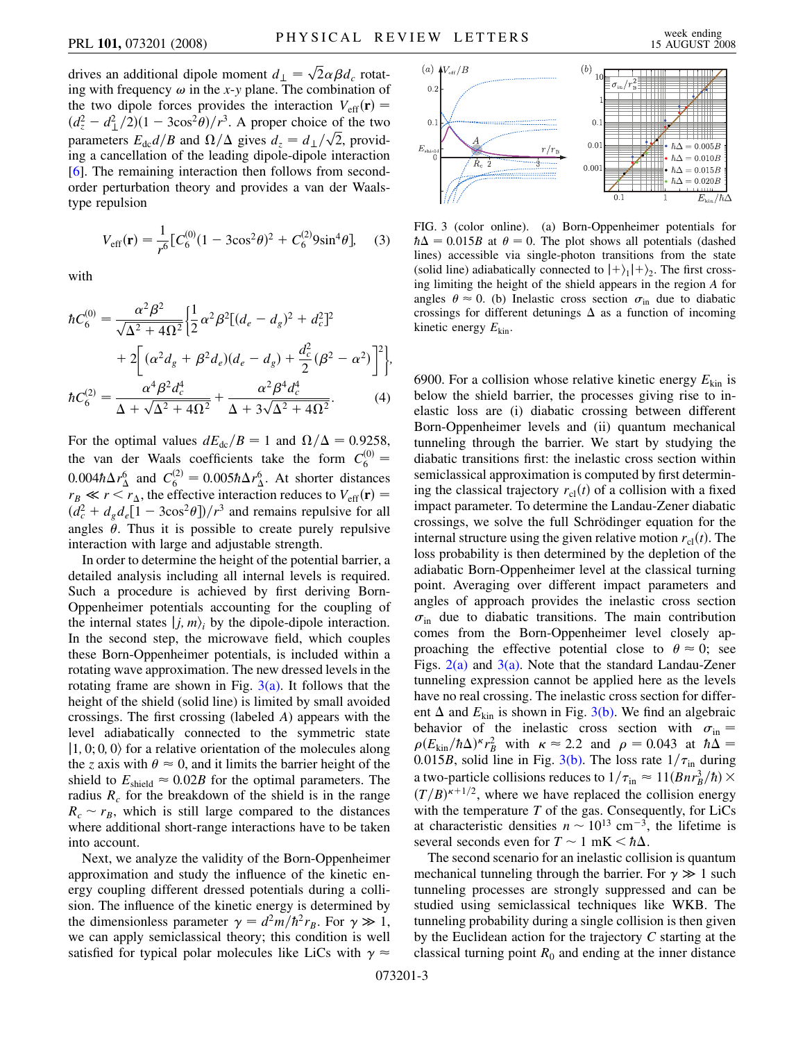drives an additional dipole moment $d_\perp = \sqrt{2}\alpha\beta d_c$ rotating with frequency $\omega$ in the $x$-$y$ plane. The combination of the two dipole forces provides the interaction $V_{\rm eff}(\mathbf{r}) = (d_z^2 - d_\perp^2/2)(1 - 3\cos^2\theta)/r^3$. A proper choice of the two parameters $E_{\rm dc}d/B$ and $\Omega/\Delta$ gives $d_z = d_\perp/\sqrt{2}$, providing a cancellation of the leading dipole-dipole interaction [6]. The remaining interaction then follows from second-order perturbation theory and provides a van der Waals-type repulsion

$$V_{\rm eff}(\mathbf{r}) = \frac{1}{r^6}[C_6^{(0)}(1 - 3\cos^2\theta)^2 + C_6^{(2)} 9\sin^4\theta], \quad (3)$$

with

$$\hbar C_6^{(0)} = \frac{\alpha^2\beta^2}{\sqrt{\Delta^2 + 4\Omega^2}}\Big\{\frac{1}{2}\alpha^2\beta^2[(d_e - d_g)^2 + d_c^2]^2 + 2\Big[(\alpha^2 d_g + \beta^2 d_e)(d_e - d_g) + \frac{d_c^2}{2}(\beta^2 - \alpha^2)\Big]^2\Big\},$$

$$\hbar C_6^{(2)} = \frac{\alpha^4\beta^2 d_c^4}{\Delta + \sqrt{\Delta^2 + 4\Omega^2}} + \frac{\alpha^2\beta^4 d_c^4}{\Delta + 3\sqrt{\Delta^2 + 4\Omega^2}}. \quad (4)$$

For the optimal values $dE_{\rm dc}/B = 1$ and $\Omega/\Delta = 0.9258$, the van der Waals coefficients take the form $C_6^{(0)} = 0.004\hbar\Delta r_\Delta^6$ and $C_6^{(2)} = 0.005\hbar\Delta r_\Delta^6$. At shorter distances $r_B \ll r < r_\Delta$, the effective interaction reduces to $V_{\rm eff}(\mathbf{r}) = (d_c^2 + d_g d_e[1 - 3\cos^2\theta])/r^3$ and remains repulsive for all angles $\theta$. Thus it is possible to create purely repulsive interaction with large and adjustable strength.

In order to determine the height of the potential barrier, a detailed analysis including all internal levels is required. Such a procedure is achieved by first deriving Born-Oppenheimer potentials accounting for the coupling of the internal states $|j, m\rangle_i$ by the dipole-dipole interaction. In the second step, the microwave field, which couples these Born-Oppenheimer potentials, is included within a rotating wave approximation. The new dressed levels in the rotating frame are shown in Fig. 3(a). It follows that the height of the shield (solid line) is limited by small avoided crossings. The first crossing (labeled $A$) appears with the level adiabatically connected to the symmetric state $|1, 0; 0, 0\rangle$ for a relative orientation of the molecules along the $z$ axis with $\theta \approx 0$, and it limits the barrier height of the shield to $E_{\rm shield} \approx 0.02B$ for the optimal parameters. The radius $R_c$ for the breakdown of the shield is in the range $R_c \sim r_B$, which is still large compared to the distances where additional short-range interactions have to be taken into account.

Next, we analyze the validity of the Born-Oppenheimer approximation and study the influence of the kinetic energy coupling different dressed potentials during a collision. The influence of the kinetic energy is determined by the dimensionless parameter $\gamma = d^2 m/\hbar^2 r_B$. For $\gamma \gg 1$, we can apply semiclassical theory; this condition is well satisfied for typical polar molecules like LiCs with $\gamma \approx$ 6900. For a collision whose relative kinetic energy $E_{\rm kin}$ is below the shield barrier, the processes giving rise to inelastic loss are (i) diabatic crossing between different Born-Oppenheimer levels and (ii) quantum mechanical tunneling through the barrier. We start by studying the diabatic transitions first: the inelastic cross section within semiclassical approximation is computed by first determining the classical trajectory $r_{\rm cl}(t)$ of a collision with a fixed impact parameter. To determine the Landau-Zener diabatic crossings, we solve the full Schrödinger equation for the internal structure using the given relative motion $r_{\rm cl}(t)$. The loss probability is then determined by the depletion of the adiabatic Born-Oppenheimer level at the classical turning point. Averaging over different impact parameters and angles of approach provides the inelastic cross section $\sigma_{\rm in}$ due to diabatic transitions. The main contribution comes from the Born-Oppenheimer level closely approaching the effective potential close to $\theta \approx 0$; see Figs. 2(a) and 3(a). Note that the standard Landau-Zener tunneling expression cannot be applied here as the levels have no real crossing. The inelastic cross section for different $\Delta$ and $E_{\rm kin}$ is shown in Fig. 3(b). We find an algebraic behavior of the inelastic cross section with $\sigma_{\rm in} = \rho(E_{\rm kin}/\hbar\Delta)^\kappa r_B^2$ with $\kappa \approx 2.2$ and $\rho = 0.043$ at $\hbar\Delta = 0.015B$, solid line in Fig. 3(b). The loss rate $1/\tau_{\rm in}$ during a two-particle collisions reduces to $1/\tau_{\rm in} \approx 11(Bnr_B^3/\hbar) \times (T/B)^{\kappa+1/2}$, where we have replaced the collision energy with the temperature $T$ of the gas. Consequently, for LiCs at characteristic densities $n \sim 10^{13}$ cm$^{-3}$, the lifetime is several seconds even for $T \sim 1$ mK $< \hbar\Delta$.

The second scenario for an inelastic collision is quantum mechanical tunneling through the barrier. For $\gamma \gg 1$ such tunneling processes are strongly suppressed and can be studied using semiclassical techniques like WKB. The tunneling probability during a single collision is then given by the Euclidean action for the trajectory $C$ starting at the classical turning point $R_0$ and ending at the inner distance

FIG. 3 (color online). (a) Born-Oppenheimer potentials for $\hbar\Delta = 0.015B$ at $\theta = 0$. The plot shows all potentials (dashed lines) accessible via single-photon transitions from the state (solid line) adiabatically connected to $|+\rangle_1|+\rangle_2$. The first crossing limiting the height of the shield appears in the region $A$ for angles $\theta \approx 0$. (b) Inelastic cross section $\sigma_{\rm in}$ due to diabatic crossings for different detunings $\Delta$ as a function of incoming kinetic energy $E_{\rm kin}$.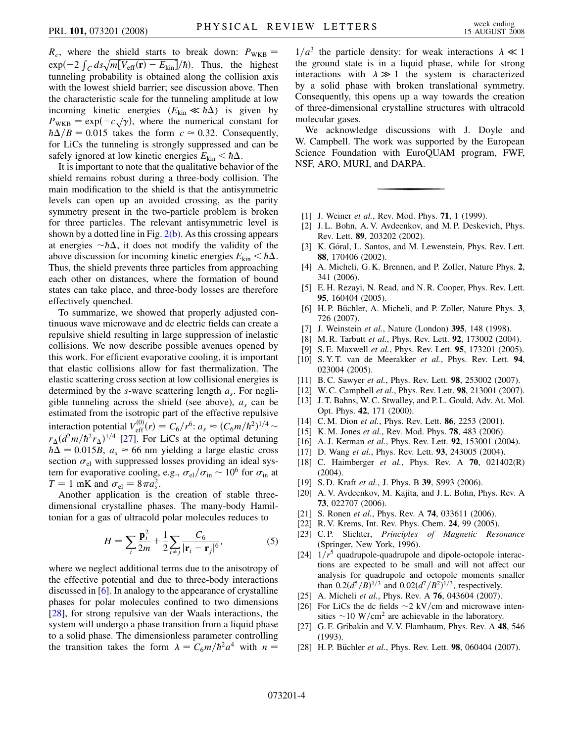$R_c$, where the shield starts to break down: $P_{\rm WKB} = \exp(-2\int_C ds\sqrt{m[V_{\rm eff}(\mathbf{r}) - E_{\rm kin}]}/\hbar)$. Thus, the highest tunneling probability is obtained along the collision axis with the lowest shield barrier; see discussion above. Then the characteristic scale for the tunneling amplitude at low incoming kinetic energies ($E_{\rm kin} \ll \hbar\Delta$) is given by $P_{\rm WKB} = \exp(-c\sqrt{\gamma})$, where the numerical constant for $\hbar\Delta/B = 0.015$ takes the form $c \approx 0.32$. Consequently, for LiCs the tunneling is strongly suppressed and can be safely ignored at low kinetic energies $E_{\rm kin} < \hbar\Delta$.

It is important to note that the qualitative behavior of the shield remains robust during a three-body collision. The main modification to the shield is that the antisymmetric levels can open up an avoided crossing, as the parity symmetry present in the two-particle problem is broken for three particles. The relevant antisymmetric level is shown by a dotted line in Fig. 2(b). As this crossing appears at energies $\sim\hbar\Delta$, it does not modify the validity of the above discussion for incoming kinetic energies $E_{\rm kin} < \hbar\Delta$. Thus, the shield prevents three particles from approaching each other on distances, where the formation of bound states can take place, and three-body losses are therefore effectively quenched.

To summarize, we showed that properly adjusted continuous wave microwave and dc electric fields can create a repulsive shield resulting in large suppression of inelastic collisions. We now describe possible avenues opened by this work. For efficient evaporative cooling, it is important that elastic collisions allow for fast thermalization. The elastic scattering cross section at low collisional energies is determined by the $s$-wave scattering length $a_s$. For negligible tunneling across the shield (see above), $a_s$ can be estimated from the isotropic part of the effective repulsive interaction potential $V_{\rm eff}^{(0)}(r) = C_6/r^6$: $a_s \approx (C_6 m/\hbar^2)^{1/4} \sim r_\Delta(d^2m/\hbar^2 r_\Delta)^{1/4}$ [27]. For LiCs at the optimal detuning $\hbar\Delta = 0.015B$, $a_s \approx 66$ nm yielding a large elastic cross section $\sigma_{\rm el}$ with suppressed losses providing an ideal system for evaporative cooling, e.g., $\sigma_{\rm el}/\sigma_{\rm in} \sim 10^6$ for $\sigma_{\rm in}$ at $T = 1$ mK and $\sigma_{\rm el} = 8\pi a_s^2$.

Another application is the creation of stable three-dimensional crystalline phases. The many-body Hamiltonian for a gas of ultracold polar molecules reduces to

$$H = \sum_i \frac{\mathbf{p}_i^2}{2m} + \frac{1}{2}\sum_{i\neq j}\frac{C_6}{|\mathbf{r}_i - \mathbf{r}_j|^6}, \tag{5}$$

where we neglect additional terms due to the anisotropy of the effective potential and due to three-body interactions discussed in [6]. In analogy to the appearance of crystalline phases for polar molecules confined to two dimensions [28], for strong repulsive van der Waals interactions, the system will undergo a phase transition from a liquid phase to a solid phase. The dimensionless parameter controlling the transition takes the form $\lambda = C_6 m/\hbar^2 a^4$ with $n = 1/a^3$ the particle density: for weak interactions $\lambda \ll 1$ the ground state is in a liquid phase, while for strong interactions with $\lambda \gg 1$ the system is characterized by a solid phase with broken translational symmetry. Consequently, this opens up a way towards the creation of three-dimensional crystalline structures with ultracold molecular gases.

We acknowledge discussions with J. Doyle and W. Campbell. The work was supported by the European Science Foundation with EuroQUAM program, FWF, NSF, ARO, MURI, and DARPA.

---

[1] J. Weiner *et al.*, Rev. Mod. Phys. **71**, 1 (1999).
[2] J. L. Bohn, A. V. Avdeenkov, and M. P. Deskevich, Phys. Rev. Lett. **89**, 203202 (2002).
[3] K. Góral, L. Santos, and M. Lewenstein, Phys. Rev. Lett. **88**, 170406 (2002).
[4] A. Micheli, G. K. Brennen, and P. Zoller, Nature Phys. **2**, 341 (2006).
[5] E. H. Rezayi, N. Read, and N. R. Cooper, Phys. Rev. Lett. **95**, 160404 (2005).
[6] H. P. Büchler, A. Micheli, and P. Zoller, Nature Phys. **3**, 726 (2007).
[7] J. Weinstein *et al.*, Nature (London) **395**, 148 (1998).
[8] M. R. Tarbutt *et al.*, Phys. Rev. Lett. **92**, 173002 (2004).
[9] S. E. Maxwell *et al.*, Phys. Rev. Lett. **95**, 173201 (2005).
[10] S. Y. T. van de Meerakker *et al.*, Phys. Rev. Lett. **94**, 023004 (2005).
[11] B. C. Sawyer *et al.*, Phys. Rev. Lett. **98**, 253002 (2007).
[12] W. C. Campbell *et al.*, Phys. Rev. Lett. **98**, 213001 (2007).
[13] J. T. Bahns, W. C. Stwalley, and P. L. Gould, Adv. At. Mol. Opt. Phys. **42**, 171 (2000).
[14] C. M. Dion *et al.*, Phys. Rev. Lett. **86**, 2253 (2001).
[15] K. M. Jones *et al.*, Rev. Mod. Phys. **78**, 483 (2006).
[16] A. J. Kerman *et al.*, Phys. Rev. Lett. **92**, 153001 (2004).
[17] D. Wang *et al.*, Phys. Rev. Lett. **93**, 243005 (2004).
[18] C. Haimberger *et al.*, Phys. Rev. A **70**, 021402(R) (2004).
[19] S. D. Kraft *et al.*, J. Phys. B **39**, S993 (2006).
[20] A. V. Avdeenkov, M. Kajita, and J. L. Bohn, Phys. Rev. A **73**, 022707 (2006).
[21] S. Ronen *et al.*, Phys. Rev. A **74**, 033611 (2006).
[22] R. V. Krems, Int. Rev. Phys. Chem. **24**, 99 (2005).
[23] C. P. Slichter, *Principles of Magnetic Resonance* (Springer, New York, 1996).
[24] $1/r^5$ quadrupole-quadrupole and dipole-octopole interactions are expected to be small and will not affect our analysis for quadrupole and octopole moments smaller than $0.2(d^5/B)^{1/3}$ and $0.02(d^7/B^2)^{1/3}$, respectively.
[25] A. Micheli *et al.*, Phys. Rev. A **76**, 043604 (2007).
[26] For LiCs the dc fields $\sim$2 kV/cm and microwave intensities $\sim$10 W/cm$^2$ are achievable in the laboratory.
[27] G. F. Gribakin and V. V. Flambaum, Phys. Rev. A **48**, 546 (1993).
[28] H. P. Büchler *et al.*, Phys. Rev. Lett. **98**, 060404 (2007).